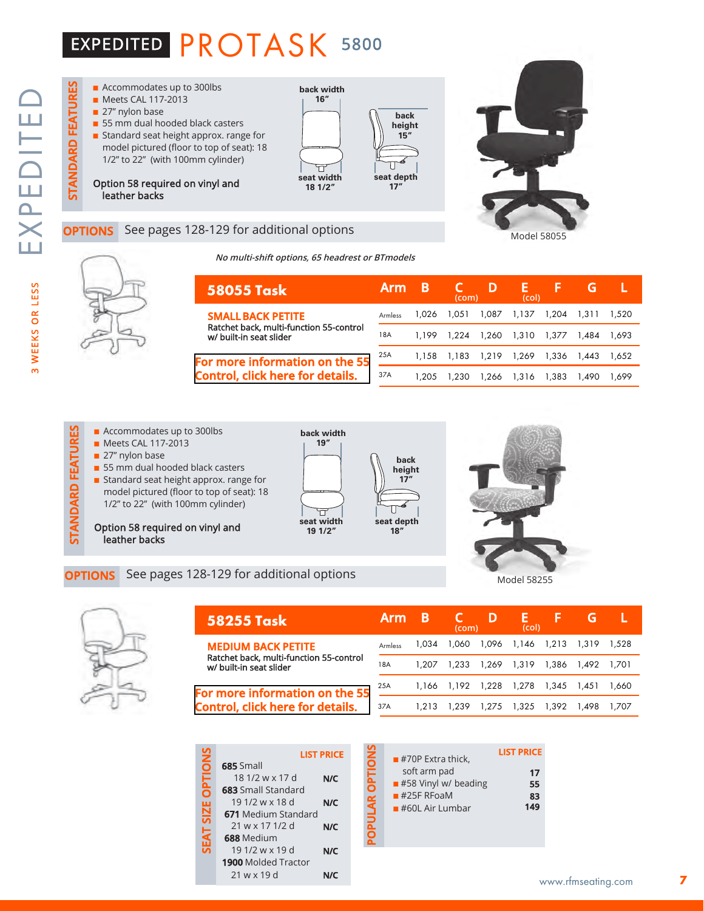# EXPEDITED PROTASK 5800

EXPEDITED

3 WEEKS OR LESS

## STANDARD FEATURES

- Accommodates up to 300lbs
- Meets CAL 117-2013
- 27" nylon base
- 55 mm dual hooded black casters
- Standard seat height approx. range for model pictured (floor to top of seat): 18 1/2" to 22" (with 100mm cylinder)

Option 58 required on vinyl and leather backs

back width 16"
back height 15"
seat width 18 1/2"
seat depth 17"

**OPTIONS** See pages 128-129 for additional options

Model 58055

*No multi-shift options, 65 headrest or BTmodels*

| 58055 Task | Arm | B | C (com) | D | E (col) | F | G | L |
|---|---|---|---|---|---|---|---|---|
| **SMALL BACK PETITE** Ratchet back, multi-function 55-control w/ built-in seat slider | Armless | 1,026 | 1,051 | 1,087 | 1,137 | 1,204 | 1,311 | 1,520 |
| | 18A | 1,199 | 1,224 | 1,260 | 1,310 | 1,377 | 1,484 | 1,693 |
| For more information on the 55 Control, click here for details. | 25A | 1,158 | 1,183 | 1,219 | 1,269 | 1,336 | 1,443 | 1,652 |
| | 37A | 1,205 | 1,230 | 1,266 | 1,316 | 1,383 | 1,490 | 1,699 |

## STANDARD FEATURES

- Accommodates up to 300lbs
- Meets CAL 117-2013
- 27" nylon base
- 55 mm dual hooded black casters
- Standard seat height approx. range for model pictured (floor to top of seat): 18 1/2" to 22" (with 100mm cylinder)

Option 58 required on vinyl and leather backs

back width 19"
back height 17"
seat width 19 1/2"
seat depth 18"

**OPTIONS** See pages 128-129 for additional options

Model 58255

| 58255 Task | Arm | B | C (com) | D | E (col) | F | G | L |
|---|---|---|---|---|---|---|---|---|
| **MEDIUM BACK PETITE** Ratchet back, multi-function 55-control w/ built-in seat slider | Armless | 1,034 | 1,060 | 1,096 | 1,146 | 1,213 | 1,319 | 1,528 |
| | 18A | 1,207 | 1,233 | 1,269 | 1,319 | 1,386 | 1,492 | 1,701 |
| For more information on the 55 Control, click here for details. | 25A | 1,166 | 1,192 | 1,228 | 1,278 | 1,345 | 1,451 | 1,660 |
| | 37A | 1,213 | 1,239 | 1,275 | 1,325 | 1,392 | 1,498 | 1,707 |

## SEAT SIZE OPTIONS

| | LIST PRICE |
|---|---|
| **685** Small 18 1/2 w x 17 d | N/C |
| **683** Small Standard 19 1/2 w x 18 d | N/C |
| **671** Medium Standard 21 w x 17 1/2 d | N/C |
| **688** Medium 19 1/2 w x 19 d | N/C |
| **1900** Molded Tractor 21 w x 19 d | N/C |

## POPULAR OPTIONS

| | LIST PRICE |
|---|---|
| #70P Extra thick, soft arm pad | 17 |
| #58 Vinyl w/ beading | 55 |
| #25F RFoaM | 83 |
| #60L Air Lumbar | 149 |

www.rfmseating.com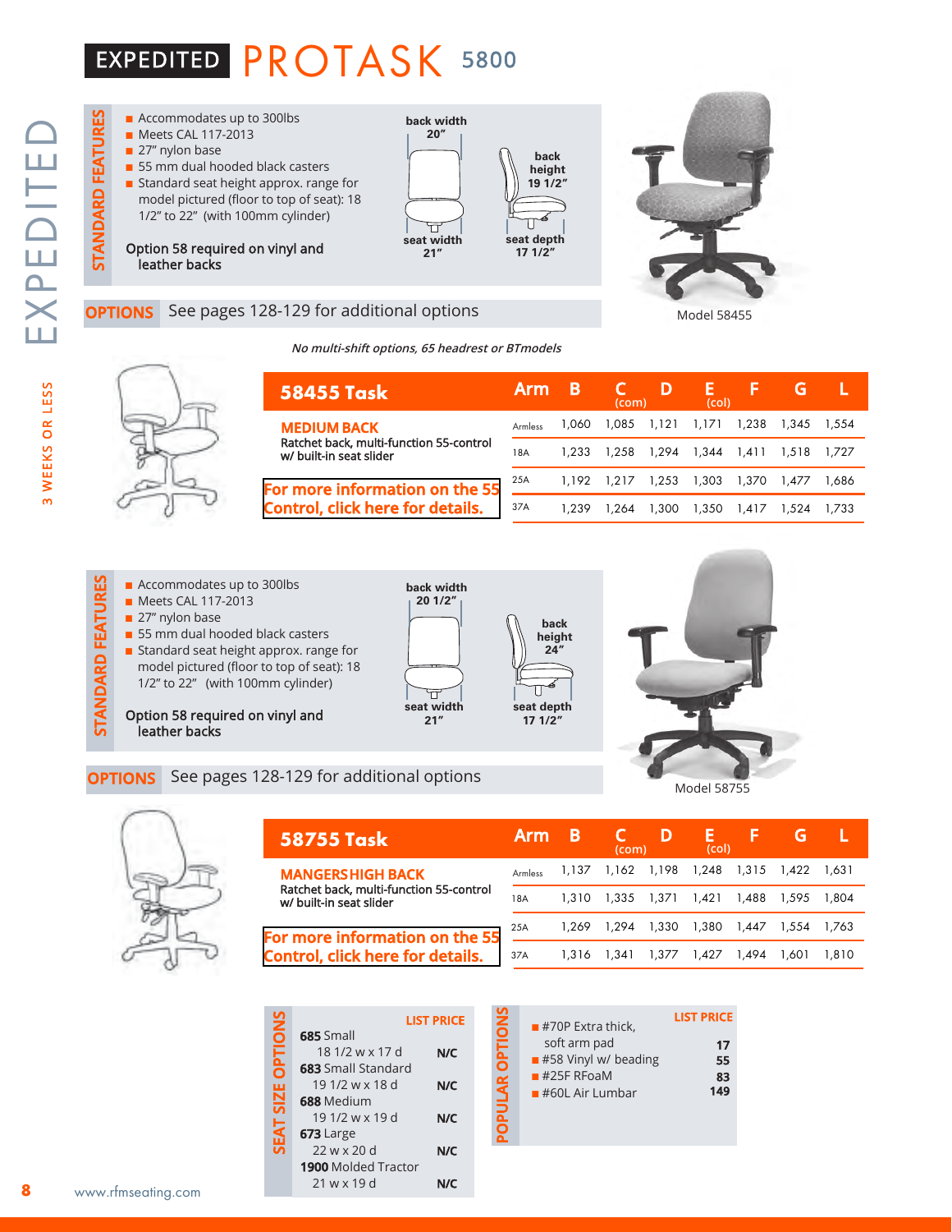# EXPEDITED PROTASK 5800

EXPEDITED — 3 WEEKS OR LESS

## STANDARD FEATURES

- Accommodates up to 300lbs
- Meets CAL 117-2013
- 27" nylon base
- 55 mm dual hooded black casters
- Standard seat height approx. range for model pictured (floor to top of seat): 18 1/2" to 22" (with 100mm cylinder)

Option 58 required on vinyl and leather backs

back width 20" | back height 19 1/2" | seat width 21" | seat depth 17 1/2"

Model 58455

**OPTIONS** See pages 128-129 for additional options

*No multi-shift options, 65 headrest or BTmodels*

| 58455 Task | Arm | B | C (com) | D | E (col) | F | G | L |
|---|---|---|---|---|---|---|---|---|
| **MEDIUM BACK** Ratchet back, multi-function 55-control w/ built-in seat slider | Armless | 1,060 | 1,085 | 1,121 | 1,171 | 1,238 | 1,345 | 1,554 |
| | 18A | 1,233 | 1,258 | 1,294 | 1,344 | 1,411 | 1,518 | 1,727 |
| For more information on the 55 Control, click here for details. | 25A | 1,192 | 1,217 | 1,253 | 1,303 | 1,370 | 1,477 | 1,686 |
| | 37A | 1,239 | 1,264 | 1,300 | 1,350 | 1,417 | 1,524 | 1,733 |

## STANDARD FEATURES

- Accommodates up to 300lbs
- Meets CAL 117-2013
- 27" nylon base
- 55 mm dual hooded black casters
- Standard seat height approx. range for model pictured (floor to top of seat): 18 1/2" to 22" (with 100mm cylinder)

Option 58 required on vinyl and leather backs

back width 20 1/2" | back height 24" | seat width 21" | seat depth 17 1/2"

Model 58755

**OPTIONS** See pages 128-129 for additional options

| 58755 Task | Arm | B | C (com) | D | E (col) | F | G | L |
|---|---|---|---|---|---|---|---|---|
| **MANGERS HIGH BACK** Ratchet back, multi-function 55-control w/ built-in seat slider | Armless | 1,137 | 1,162 | 1,198 | 1,248 | 1,315 | 1,422 | 1,631 |
| | 18A | 1,310 | 1,335 | 1,371 | 1,421 | 1,488 | 1,595 | 1,804 |
| For more information on the 55 Control, click here for details. | 25A | 1,269 | 1,294 | 1,330 | 1,380 | 1,447 | 1,554 | 1,763 |
| | 37A | 1,316 | 1,341 | 1,377 | 1,427 | 1,494 | 1,601 | 1,810 |

## SEAT SIZE OPTIONS

| Option | LIST PRICE |
|---|---|
| **685** Small 18 1/2 w x 17 d | N/C |
| **683** Small Standard 19 1/2 w x 18 d | N/C |
| **688** Medium 19 1/2 w x 19 d | N/C |
| **673** Large 22 w x 20 d | N/C |
| **1900** Molded Tractor 21 w x 19 d | N/C |

## POPULAR OPTIONS

| Option | LIST PRICE |
|---|---|
| #70P Extra thick, soft arm pad | 17 |
| #58 Vinyl w/ beading | 55 |
| #25F RFoaM | 83 |
| #60L Air Lumbar | 149 |

www.rfmseating.com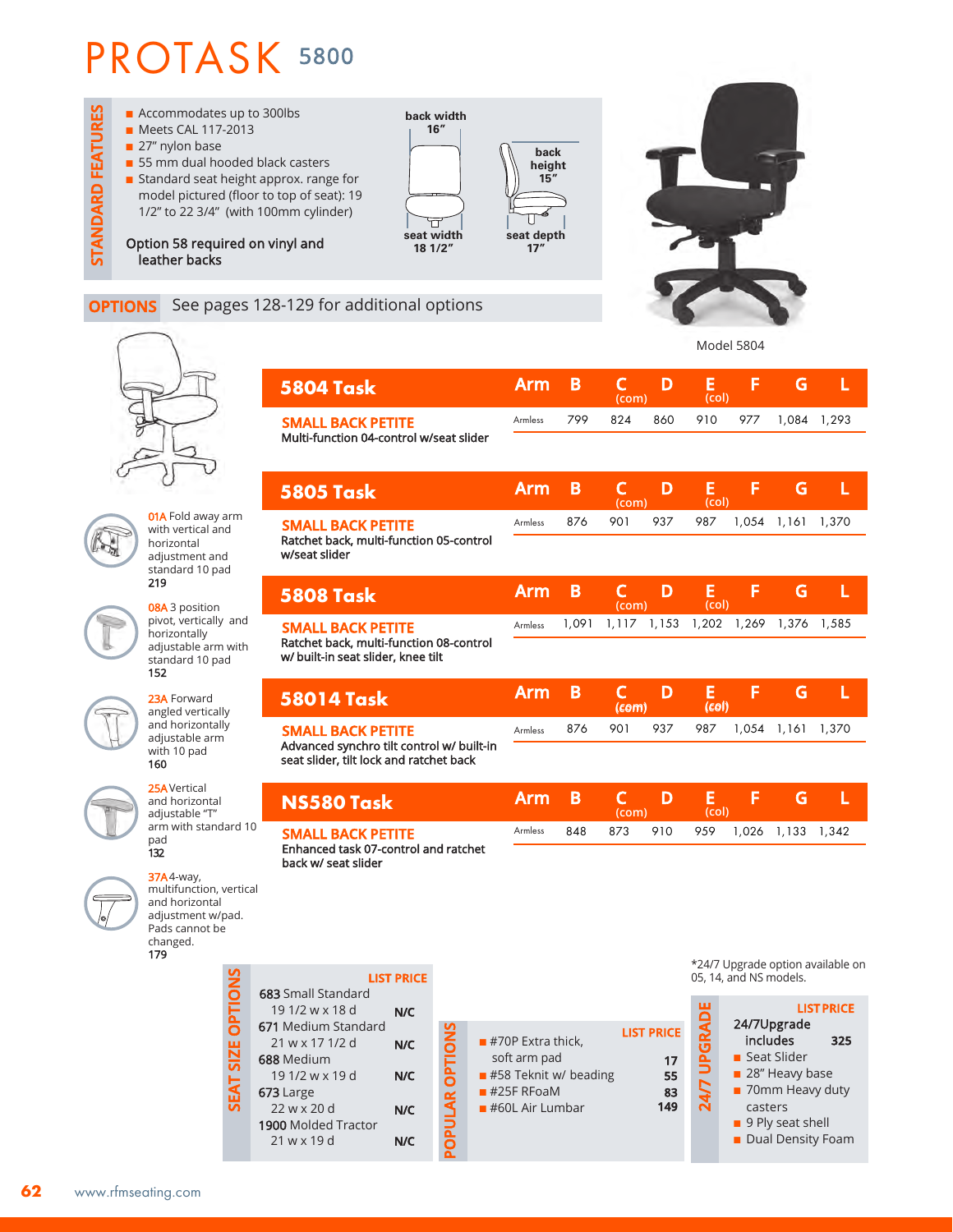# PROTASK 5800

## STANDARD FEATURES

- Accommodates up to 300lbs
- Meets CAL 117-2013
- 27" nylon base
- 55 mm dual hooded black casters
- Standard seat height approx. range for model pictured (floor to top of seat): 19 1/2" to 22 3/4" (with 100mm cylinder)

Option 58 required on vinyl and leather backs

back width 16"
back height 15"
seat width 18 1/2"
seat depth 17"

Model 5804

## OPTIONS

See pages 128-129 for additional options

**01A** Fold away arm with vertical and horizontal adjustment and standard 10 pad
**219**

**08A** 3 position pivot, vertically and horizontally adjustable arm with standard 10 pad
**152**

**23A** Forward angled vertically and horizontally adjustable arm with 10 pad
**160**

**25A** Vertical and horizontal adjustable "T" arm with standard 10 pad
**132**

**37A** 4-way, multifunction, vertical and horizontal adjustment w/pad. Pads cannot be changed.
**179**

| Model | Arm | B | C (com) | D | E (col) | F | G | L |
|---|---|---|---|---|---|---|---|---|
| **5804 Task** — **SMALL BACK PETITE** Multi-function 04-control w/seat slider | Armless | 799 | 824 | 860 | 910 | 977 | 1,084 | 1,293 |
| **5805 Task** — **SMALL BACK PETITE** Ratchet back, multi-function 05-control w/seat slider | Armless | 876 | 901 | 937 | 987 | 1,054 | 1,161 | 1,370 |
| **5808 Task** — **SMALL BACK PETITE** Ratchet back, multi-function 08-control w/ built-in seat slider, knee tilt | Armless | 1,091 | 1,117 | 1,153 | 1,202 | 1,269 | 1,376 | 1,585 |
| **58014 Task** — **SMALL BACK PETITE** Advanced synchro tilt control w/ built-in seat slider, tilt lock and ratchet back | Armless | 876 | 901 | 937 | 987 | 1,054 | 1,161 | 1,370 |
| **NS580 Task** — **SMALL BACK PETITE** Enhanced task 07-control and ratchet back w/ seat slider | Armless | 848 | 873 | 910 | 959 | 1,026 | 1,133 | 1,342 |

## SEAT SIZE OPTIONS

| | LIST PRICE |
|---|---|
| **683** Small Standard 19 1/2 w x 18 d | N/C |
| **671** Medium Standard 21 w x 17 1/2 d | N/C |
| **688** Medium 19 1/2 w x 19 d | N/C |
| **673** Large 22 w x 20 d | N/C |
| **1900** Molded Tractor 21 w x 19 d | N/C |

## POPULAR OPTIONS

| | LIST PRICE |
|---|---|
| #70P Extra thick, soft arm pad | 17 |
| #58 Teknit w/ beading | 55 |
| #25F RFoaM | 83 |
| #60L Air Lumbar | 149 |

*24/7 Upgrade option available on 05, 14, and NS models.

## 24/7 UPGRADE

| | LIST PRICE |
|---|---|
| **24/7Upgrade includes** | **325** |

- Seat Slider
- 28" Heavy base
- 70mm Heavy duty casters
- 9 Ply seat shell
- Dual Density Foam

www.rfmseating.com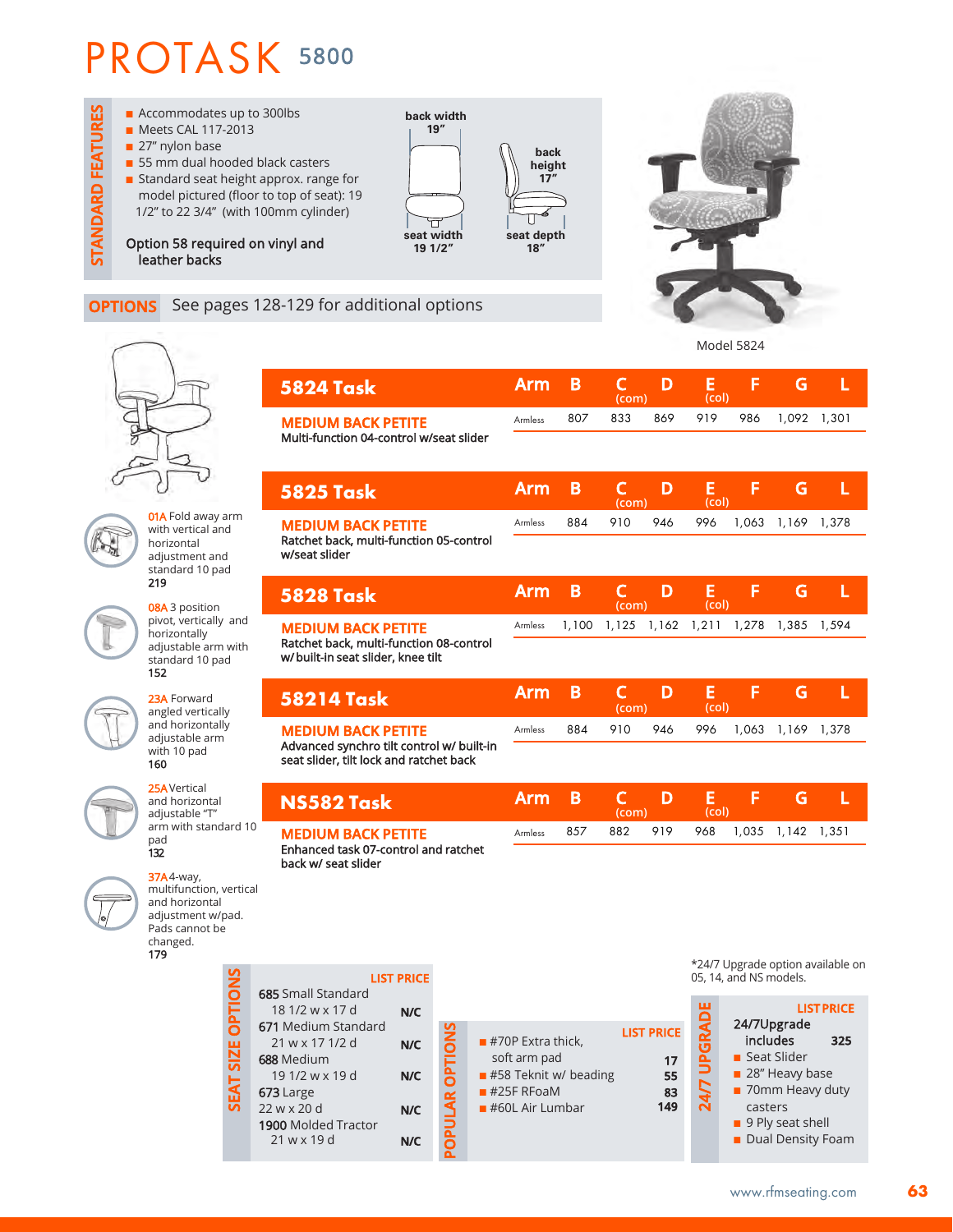# PROTASK 5800

## STANDARD FEATURES

- Accommodates up to 300lbs
- Meets CAL 117-2013
- 27" nylon base
- 55 mm dual hooded black casters
- Standard seat height approx. range for model pictured (floor to top of seat): 19 1/2" to 22 3/4" (with 100mm cylinder)

Option 58 required on vinyl and leather backs

back width 19"
back height 17"
seat width 19 1/2"
seat depth 18"

Model 5824

## OPTIONS

See pages 128-129 for additional options

**01A** Fold away arm with vertical and horizontal adjustment and standard 10 pad
**219**

**08A** 3 position pivot, vertically and horizontally adjustable arm with standard 10 pad
**152**

**23A** Forward angled vertically and horizontally adjustable arm with 10 pad
**160**

**25A** Vertical and horizontal adjustable "T" arm with standard 10 pad
**132**

**37A** 4-way, multifunction, vertical and horizontal adjustment w/pad. Pads cannot be changed.
**179**

### 5824 Task

**MEDIUM BACK PETITE**
Multi-function 04-control w/seat slider

| Arm | B | C (com) | D | E (col) | F | G | L |
|---|---|---|---|---|---|---|---|
| Armless | 807 | 833 | 869 | 919 | 986 | 1,092 | 1,301 |

### 5825 Task

**MEDIUM BACK PETITE**
Ratchet back, multi-function 05-control w/seat slider

| Arm | B | C (com) | D | E (col) | F | G | L |
|---|---|---|---|---|---|---|---|
| Armless | 884 | 910 | 946 | 996 | 1,063 | 1,169 | 1,378 |

### 5828 Task

**MEDIUM BACK PETITE**
Ratchet back, multi-function 08-control w/ built-in seat slider, knee tilt

| Arm | B | C (com) | D | E (col) | F | G | L |
|---|---|---|---|---|---|---|---|
| Armless | 1,100 | 1,125 | 1,162 | 1,211 | 1,278 | 1,385 | 1,594 |

### 58214 Task

**MEDIUM BACK PETITE**
Advanced synchro tilt control w/ built-in seat slider, tilt lock and ratchet back

| Arm | B | C (com) | D | E (col) | F | G | L |
|---|---|---|---|---|---|---|---|
| Armless | 884 | 910 | 946 | 996 | 1,063 | 1,169 | 1,378 |

### NS582 Task

**MEDIUM BACK PETITE**
Enhanced task 07-control and ratchet back w/ seat slider

| Arm | B | C (com) | D | E (col) | F | G | L |
|---|---|---|---|---|---|---|---|
| Armless | 857 | 882 | 919 | 968 | 1,035 | 1,142 | 1,351 |

## SEAT SIZE OPTIONS

| | LIST PRICE |
|---|---|
| **685** Small Standard 18 1/2 w x 17 d | N/C |
| **671** Medium Standard 21 w x 17 1/2 d | N/C |
| **688** Medium 19 1/2 w x 19 d | N/C |
| **673** Large 22 w x 20 d | N/C |
| **1900** Molded Tractor 21 w x 19 d | N/C |

## POPULAR OPTIONS

| | LIST PRICE |
|---|---|
| #70P Extra thick, soft arm pad | 17 |
| #58 Teknit w/ beading | 55 |
| #25F RFoaM | 83 |
| #60L Air Lumbar | 149 |

## 24/7 UPGRADE

*24/7 Upgrade option available on 05, 14, and NS models.

| | LIST PRICE |
|---|---|
| 24/7Upgrade includes | 325 |

- Seat Slider
- 28" Heavy base
- 70mm Heavy duty casters
- 9 Ply seat shell
- Dual Density Foam

www.rfmseating.com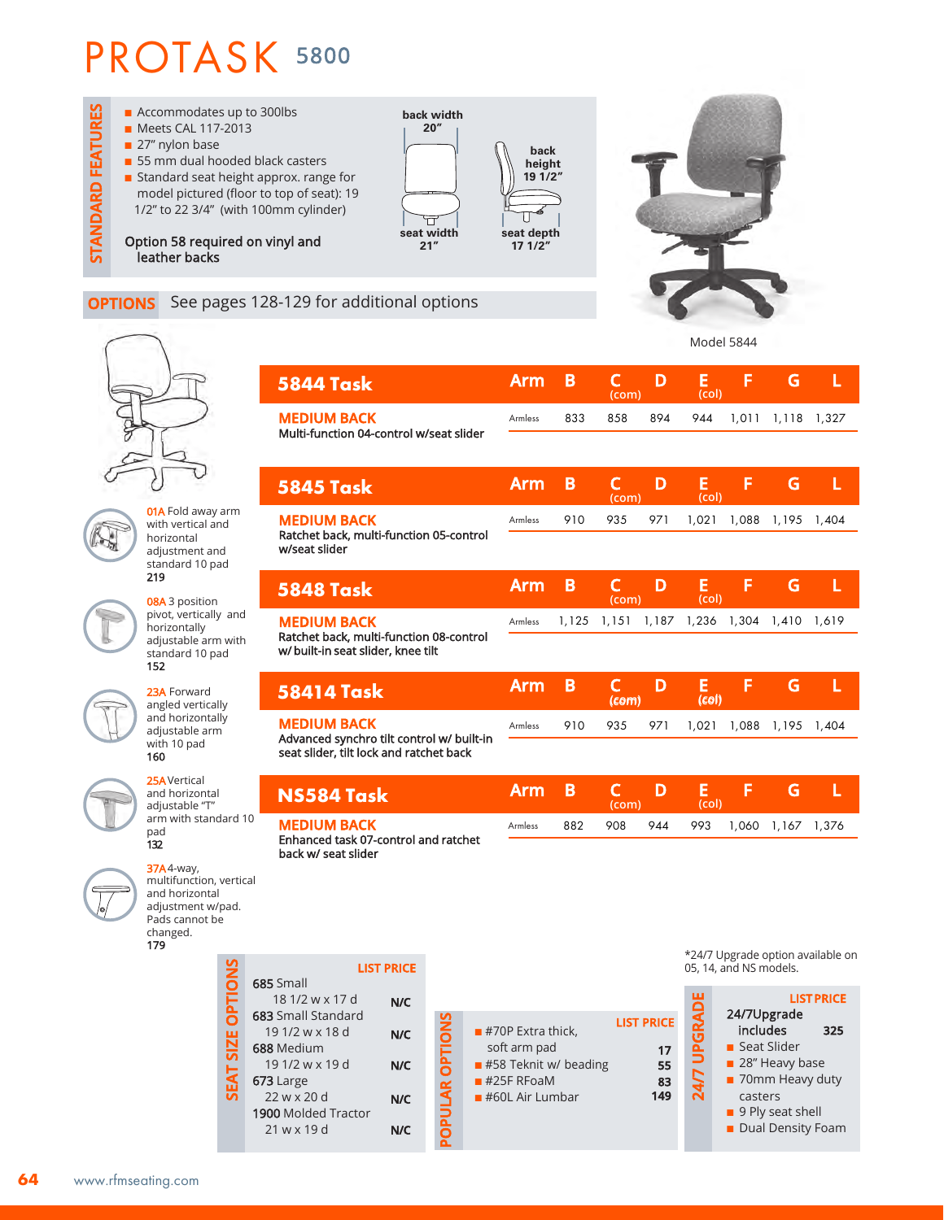# PROTASK 5800

## STANDARD FEATURES

- Accommodates up to 300lbs
- Meets CAL 117-2013
- 27" nylon base
- 55 mm dual hooded black casters
- Standard seat height approx. range for model pictured (floor to top of seat): 19 1/2" to 22 3/4" (with 100mm cylinder)

Option 58 required on vinyl and leather backs

back width 20"
back height 19 1/2"
seat width 21"
seat depth 17 1/2"

Model 5844

## OPTIONS

See pages 128-129 for additional options

**01A** Fold away arm with vertical and horizontal adjustment and standard 10 pad
**219**

**08A** 3 position pivot, vertically and horizontally adjustable arm with standard 10 pad
**152**

**23A** Forward angled vertically and horizontally adjustable arm with 10 pad
**160**

**25A** Vertical and horizontal adjustable "T" arm with standard 10 pad
**132**

**37A** 4-way, multifunction, vertical and horizontal adjustment w/pad. Pads cannot be changed.
**179**

### 5844 Task

| | Arm | B | C (com) | D | E (col) | F | G | L |
|---|---|---|---|---|---|---|---|---|
| **MEDIUM BACK** Multi-function 04-control w/seat slider | Armless | 833 | 858 | 894 | 944 | 1,011 | 1,118 | 1,327 |

### 5845 Task

| | Arm | B | C (com) | D | E (col) | F | G | L |
|---|---|---|---|---|---|---|---|---|
| **MEDIUM BACK** Ratchet back, multi-function 05-control w/seat slider | Armless | 910 | 935 | 971 | 1,021 | 1,088 | 1,195 | 1,404 |

### 5848 Task

| | Arm | B | C (com) | D | E (col) | F | G | L |
|---|---|---|---|---|---|---|---|---|
| **MEDIUM BACK** Ratchet back, multi-function 08-control w/ built-in seat slider, knee tilt | Armless | 1,125 | 1,151 | 1,187 | 1,236 | 1,304 | 1,410 | 1,619 |

### 58414 Task

| | Arm | B | C (com) | D | E (col) | F | G | L |
|---|---|---|---|---|---|---|---|---|
| **MEDIUM BACK** Advanced synchro tilt control w/ built-in seat slider, tilt lock and ratchet back | Armless | 910 | 935 | 971 | 1,021 | 1,088 | 1,195 | 1,404 |

### NS584 Task

| | Arm | B | C (com) | D | E (col) | F | G | L |
|---|---|---|---|---|---|---|---|---|
| **MEDIUM BACK** Enhanced task 07-control and ratchet back w/ seat slider | Armless | 882 | 908 | 944 | 993 | 1,060 | 1,167 | 1,376 |

## SEAT SIZE OPTIONS

| | LIST PRICE |
|---|---|
| **685** Small 18 1/2 w x 17 d | N/C |
| **683** Small Standard 19 1/2 w x 18 d | N/C |
| **688** Medium 19 1/2 w x 19 d | N/C |
| **673** Large 22 w x 20 d | N/C |
| **1900** Molded Tractor 21 w x 19 d | N/C |

## POPULAR OPTIONS

| | LIST PRICE |
|---|---|
| #70P Extra thick, soft arm pad | 17 |
| #58 Teknit w/ beading | 55 |
| #25F RFoaM | 83 |
| #60L Air Lumbar | 149 |

## 24/7 UPGRADE

*24/7 Upgrade option available on 05, 14, and NS models.

| | LIST PRICE |
|---|---|
| 24/7Upgrade includes | 325 |

- Seat Slider
- 28" Heavy base
- 70mm Heavy duty casters
- 9 Ply seat shell
- Dual Density Foam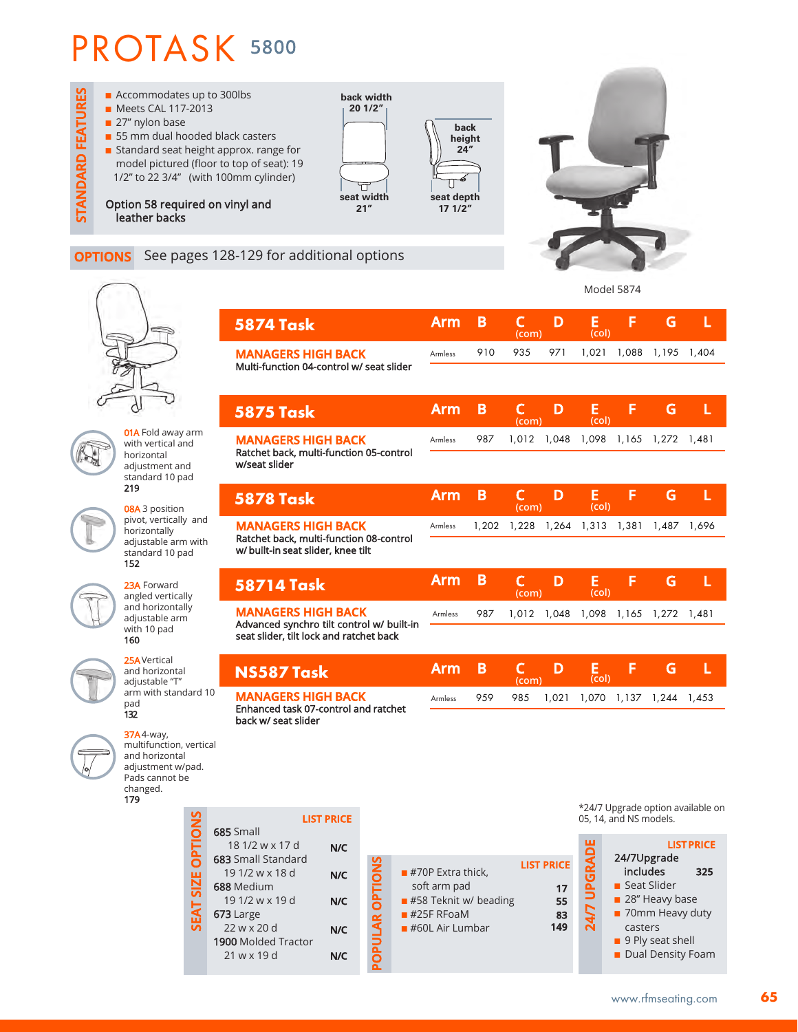# PROTASK 5800

## STANDARD FEATURES

- Accommodates up to 300lbs
- Meets CAL 117-2013
- 27" nylon base
- 55 mm dual hooded black casters
- Standard seat height approx. range for model pictured (floor to top of seat): 19 1/2" to 22 3/4" (with 100mm cylinder)

Option 58 required on vinyl and leather backs

back width 20 1/2"
seat width 21"
back height 24"
seat depth 17 1/2"

Model 5874

## OPTIONS

See pages 128-129 for additional options

**01A** Fold away arm with vertical and horizontal adjustment and standard 10 pad
**219**

**08A** 3 position pivot, vertically and horizontally adjustable arm with standard 10 pad
**152**

**23A** Forward angled vertically and horizontally adjustable arm with 10 pad
**160**

**25A** Vertical and horizontal adjustable "T" arm with standard 10 pad
**132**

**37A** 4-way, multifunction, vertical and horizontal adjustment w/pad. Pads cannot be changed.
**179**

| 5874 Task | Arm | B | C (com) | D | E (col) | F | G | L |
|---|---|---|---|---|---|---|---|---|
| **MANAGERS HIGH BACK** Multi-function 04-control w/ seat slider | Armless | 910 | 935 | 971 | 1,021 | 1,088 | 1,195 | 1,404 |

| 5875 Task | Arm | B | C (com) | D | E (col) | F | G | L |
|---|---|---|---|---|---|---|---|---|
| **MANAGERS HIGH BACK** Ratchet back, multi-function 05-control w/seat slider | Armless | 987 | 1,012 | 1,048 | 1,098 | 1,165 | 1,272 | 1,481 |

| 5878 Task | Arm | B | C (com) | D | E (col) | F | G | L |
|---|---|---|---|---|---|---|---|---|
| **MANAGERS HIGH BACK** Ratchet back, multi-function 08-control w/ built-in seat slider, knee tilt | Armless | 1,202 | 1,228 | 1,264 | 1,313 | 1,381 | 1,487 | 1,696 |

| 58714 Task | Arm | B | C (com) | D | E (col) | F | G | L |
|---|---|---|---|---|---|---|---|---|
| **MANAGERS HIGH BACK** Advanced synchro tilt control w/ built-in seat slider, tilt lock and ratchet back | Armless | 987 | 1,012 | 1,048 | 1,098 | 1,165 | 1,272 | 1,481 |

| NS587 Task | Arm | B | C (com) | D | E (col) | F | G | L |
|---|---|---|---|---|---|---|---|---|
| **MANAGERS HIGH BACK** Enhanced task 07-control and ratchet back w/ seat slider | Armless | 959 | 985 | 1,021 | 1,070 | 1,137 | 1,244 | 1,453 |

## SEAT SIZE OPTIONS

| | LIST PRICE |
|---|---|
| 685 Small 18 1/2 w x 17 d | N/C |
| 683 Small Standard 19 1/2 w x 18 d | N/C |
| 688 Medium 19 1/2 w x 19 d | N/C |
| 673 Large 22 w x 20 d | N/C |
| 1900 Molded Tractor 21 w x 19 d | N/C |

## POPULAR OPTIONS

| | LIST PRICE |
|---|---|
| #70P Extra thick, soft arm pad | 17 |
| #58 Teknit w/ beading | 55 |
| #25F RFoaM | 83 |
| #60L Air Lumbar | 149 |

## 24/7 UPGRADE

*24/7 Upgrade option available on 05, 14, and NS models.

| | LIST PRICE |
|---|---|
| 24/7Upgrade includes | 325 |

- Seat Slider
- 28" Heavy base
- 70mm Heavy duty casters
- 9 Ply seat shell
- Dual Density Foam

www.rfmseating.com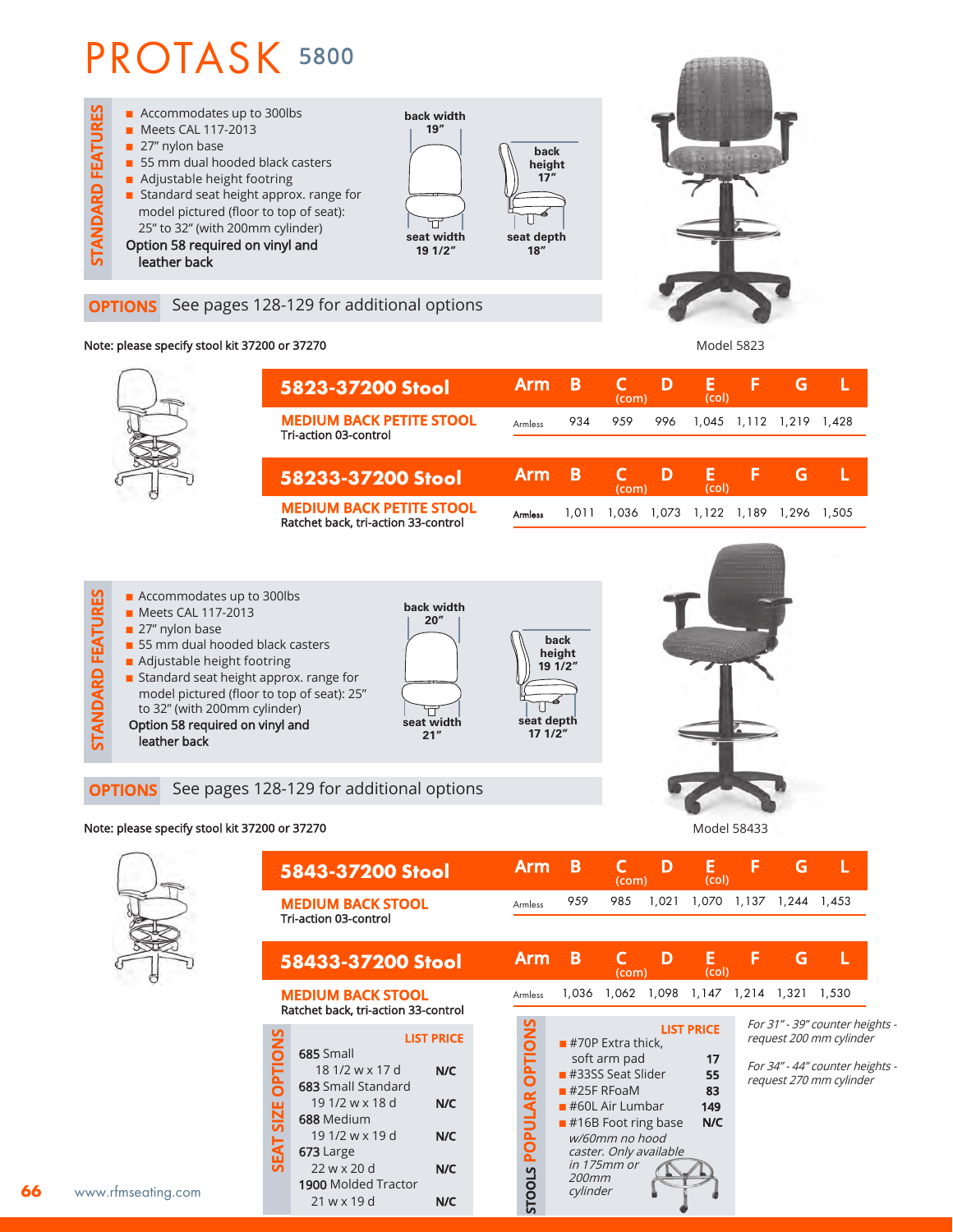# PROTASK 5800

## STANDARD FEATURES

- Accommodates up to 300lbs
- Meets CAL 117-2013
- 27" nylon base
- 55 mm dual hooded black casters
- Adjustable height footring
- Standard seat height approx. range for model pictured (floor to top of seat): 25" to 32" (with 200mm cylinder)

**Option 58 required on vinyl and leather back**

back width 19" · back height 17" · seat width 19 1/2" · seat depth 18"

**OPTIONS** See pages 128-129 for additional options

**Note: please specify stool kit 37200 or 37270**

Model 5823

| 5823-37200 Stool | Arm | B | C (com) | D | E (col) | F | G | L |
|---|---|---|---|---|---|---|---|---|
| **MEDIUM BACK PETITE STOOL** Tri-action 03-control | Armless | 934 | 959 | 996 | 1,045 | 1,112 | 1,219 | 1,428 |

| 58233-37200 Stool | Arm | B | C (com) | D | E (col) | F | G | L |
|---|---|---|---|---|---|---|---|---|
| **MEDIUM BACK PETITE STOOL** Ratchet back, tri-action 33-control | Armless | 1,011 | 1,036 | 1,073 | 1,122 | 1,189 | 1,296 | 1,505 |

## STANDARD FEATURES

- Accommodates up to 300lbs
- Meets CAL 117-2013
- 27" nylon base
- 55 mm dual hooded black casters
- Adjustable height footring
- Standard seat height approx. range for model pictured (floor to top of seat): 25" to 32" (with 200mm cylinder)

**Option 58 required on vinyl and leather back**

back width 20" · back height 19 1/2" · seat width 21" · seat depth 17 1/2"

**OPTIONS** See pages 128-129 for additional options

**Note: please specify stool kit 37200 or 37270**

Model 58433

| 5843-37200 Stool | Arm | B | C (com) | D | E (col) | F | G | L |
|---|---|---|---|---|---|---|---|---|
| **MEDIUM BACK STOOL** Tri-action 03-control | Armless | 959 | 985 | 1,021 | 1,070 | 1,137 | 1,244 | 1,453 |

| 58433-37200 Stool | Arm | B | C (com) | D | E (col) | F | G | L |
|---|---|---|---|---|---|---|---|---|
| **MEDIUM BACK STOOL** Ratchet back, tri-action 33-control | Armless | 1,036 | 1,062 | 1,098 | 1,147 | 1,214 | 1,321 | 1,530 |

### SEAT SIZE OPTIONS

| | LIST PRICE |
|---|---|
| **685** Small 18 1/2 w x 17 d | N/C |
| **683** Small Standard 19 1/2 w x 18 d | N/C |
| **688** Medium 19 1/2 w x 19 d | N/C |
| **673** Large 22 w x 20 d | N/C |
| **1900** Molded Tractor 21 w x 19 d | N/C |

### STOOLS POPULAR OPTIONS

| | LIST PRICE |
|---|---|
| #70P Extra thick, soft arm pad | 17 |
| #33SS Seat Slider | 55 |
| #25F RFoaM | 83 |
| #60L Air Lumbar | 149 |
| #16B Foot ring base *w/60mm no hood caster. Only available in 175mm or 200mm cylinder* | N/C |

*For 31" - 39" counter heights - request 200 mm cylinder*

*For 34" - 44" counter heights - request 270 mm cylinder*

www.rfmseating.com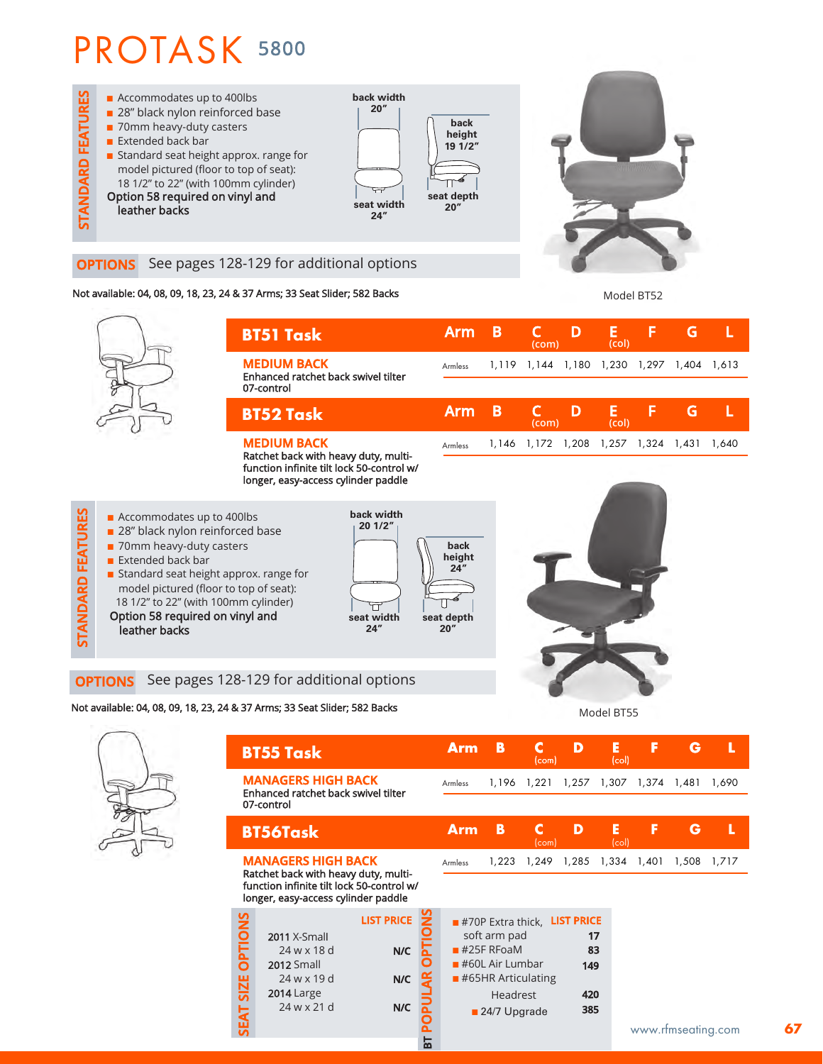# PROTASK 5800

## STANDARD FEATURES

- Accommodates up to 400lbs
- 28" black nylon reinforced base
- 70mm heavy-duty casters
- Extended back bar
- Standard seat height approx. range for model pictured (floor to top of seat): 18 1/2" to 22" (with 100mm cylinder)

Option 58 required on vinyl and leather backs

back width 20"
back height 19 1/2"
seat width 24"
seat depth 20"

**OPTIONS** See pages 128-129 for additional options

Not available: 04, 08, 09, 18, 23, 24 & 37 Arms; 33 Seat Slider; 582 Backs

Model BT52

| BT51 Task | Arm | B | C (com) | D | E (col) | F | G | L |
|---|---|---|---|---|---|---|---|---|
| **MEDIUM BACK** Enhanced ratchet back swivel tilter 07-control | Armless | 1,119 | 1,144 | 1,180 | 1,230 | 1,297 | 1,404 | 1,613 |

| BT52 Task | Arm | B | C (com) | D | E (col) | F | G | L |
|---|---|---|---|---|---|---|---|---|
| **MEDIUM BACK** Ratchet back with heavy duty, multi-function infinite tilt lock 50-control w/ longer, easy-access cylinder paddle | Armless | 1,146 | 1,172 | 1,208 | 1,257 | 1,324 | 1,431 | 1,640 |

## STANDARD FEATURES

- Accommodates up to 400lbs
- 28" black nylon reinforced base
- 70mm heavy-duty casters
- Extended back bar
- Standard seat height approx. range for model pictured (floor to top of seat): 18 1/2" to 22" (with 100mm cylinder)

Option 58 required on vinyl and leather backs

back width 20 1/2"
back height 24"
seat width 24"
seat depth 20"

**OPTIONS** See pages 128-129 for additional options

Not available: 04, 08, 09, 18, 23, 24 & 37 Arms; 33 Seat Slider; 582 Backs

Model BT55

| BT55 Task | Arm | B | C (com) | D | E (col) | F | G | L |
|---|---|---|---|---|---|---|---|---|
| **MANAGERS HIGH BACK** Enhanced ratchet back swivel tilter 07-control | Armless | 1,196 | 1,221 | 1,257 | 1,307 | 1,374 | 1,481 | 1,690 |

| BT56Task | Arm | B | C (com) | D | E (col) | F | G | L |
|---|---|---|---|---|---|---|---|---|
| **MANAGERS HIGH BACK** Ratchet back with heavy duty, multi-function infinite tilt lock 50-control w/ longer, easy-access cylinder paddle | Armless | 1,223 | 1,249 | 1,285 | 1,334 | 1,401 | 1,508 | 1,717 |

## SEAT SIZE OPTIONS

| | LIST PRICE |
|---|---|
| 2011 X-Small 24 w x 18 d | N/C |
| 2012 Small 24 w x 19 d | N/C |
| 2014 Large 24 w x 21 d | N/C |

## BT POPULAR OPTIONS

| | LIST PRICE |
|---|---|
| #70P Extra thick, soft arm pad | 17 |
| #25F RFoaM | 83 |
| #60L Air Lumbar | 149 |
| #65HR Articulating Headrest | 420 |
| 24/7 Upgrade | 385 |

www.rfmseating.com